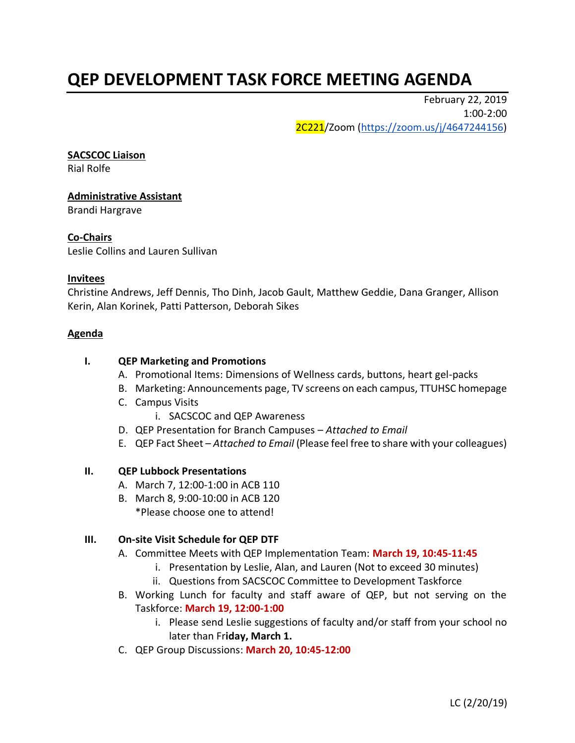# QEP DEVELOPMENT TASK FORCE MEETING AGENDA

February 22, 2019
1:00-2:00
2C221/Zoom (https://zoom.us/j/4647244156)

**SACSCOC Liaison**
Rial Rolfe

**Administrative Assistant**
Brandi Hargrave

**Co-Chairs**
Leslie Collins and Lauren Sullivan

**Invitees**
Christine Andrews, Jeff Dennis, Tho Dinh, Jacob Gault, Matthew Geddie, Dana Granger, Allison Kerin, Alan Korinek, Patti Patterson, Deborah Sikes

**Agenda**

I. **QEP Marketing and Promotions**
   A. Promotional Items: Dimensions of Wellness cards, buttons, heart gel-packs
   B. Marketing: Announcements page, TV screens on each campus, TTUHSC homepage
   C. Campus Visits
      i. SACSCOC and QEP Awareness
   D. QEP Presentation for Branch Campuses – *Attached to Email*
   E. QEP Fact Sheet – *Attached to Email* (Please feel free to share with your colleagues)

II. **QEP Lubbock Presentations**
   A. March 7, 12:00-1:00 in ACB 110
   B. March 8, 9:00-10:00 in ACB 120
   *Please choose one to attend!

III. **On-site Visit Schedule for QEP DTF**
   A. Committee Meets with QEP Implementation Team: **March 19, 10:45-11:45**
      i. Presentation by Leslie, Alan, and Lauren (Not to exceed 30 minutes)
      ii. Questions from SACSCOC Committee to Development Taskforce
   B. Working Lunch for faculty and staff aware of QEP, but not serving on the Taskforce: **March 19, 12:00-1:00**
      i. Please send Leslie suggestions of faculty and/or staff from your school no later than Fr**iday, March 1.**
   C. QEP Group Discussions: **March 20, 10:45-12:00**

LC (2/20/19)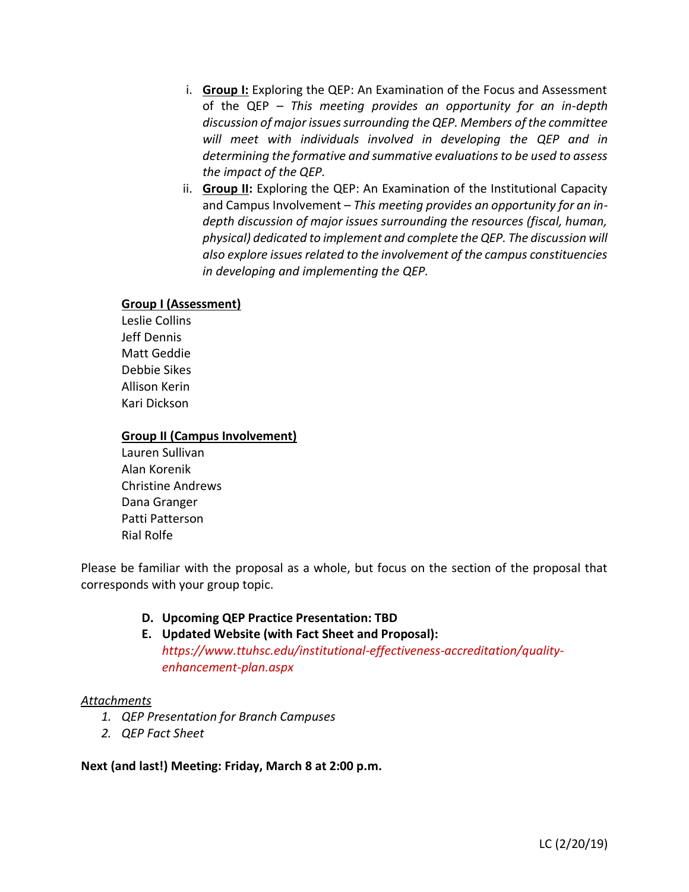i. **<u>Group I:</u>** Exploring the QEP: An Examination of the Focus and Assessment of the QEP – *This meeting provides an opportunity for an in-depth discussion of major issues surrounding the QEP. Members of the committee will meet with individuals involved in developing the QEP and in determining the formative and summative evaluations to be used to assess the impact of the QEP.*

ii. **<u>Group II</u>:** Exploring the QEP: An Examination of the Institutional Capacity and Campus Involvement – *This meeting provides an opportunity for an in-depth discussion of major issues surrounding the resources (fiscal, human, physical) dedicated to implement and complete the QEP. The discussion will also explore issues related to the involvement of the campus constituencies in developing and implementing the QEP.*

**<u>Group I (Assessment)</u>**

Leslie Collins
Jeff Dennis
Matt Geddie
Debbie Sikes
Allison Kerin
Kari Dickson

**<u>Group II (Campus Involvement)</u>**

Lauren Sullivan
Alan Korenik
Christine Andrews
Dana Granger
Patti Patterson
Rial Rolfe

Please be familiar with the proposal as a whole, but focus on the section of the proposal that corresponds with your group topic.

**D. Upcoming QEP Practice Presentation: TBD**

**E. Updated Website (with Fact Sheet and Proposal):**
*https://www.ttuhsc.edu/institutional-effectiveness-accreditation/quality-enhancement-plan.aspx*

*<u>Attachments</u>*

1. *QEP Presentation for Branch Campuses*
2. *QEP Fact Sheet*

**Next (and last!) Meeting: Friday, March 8 at 2:00 p.m.**

LC (2/20/19)